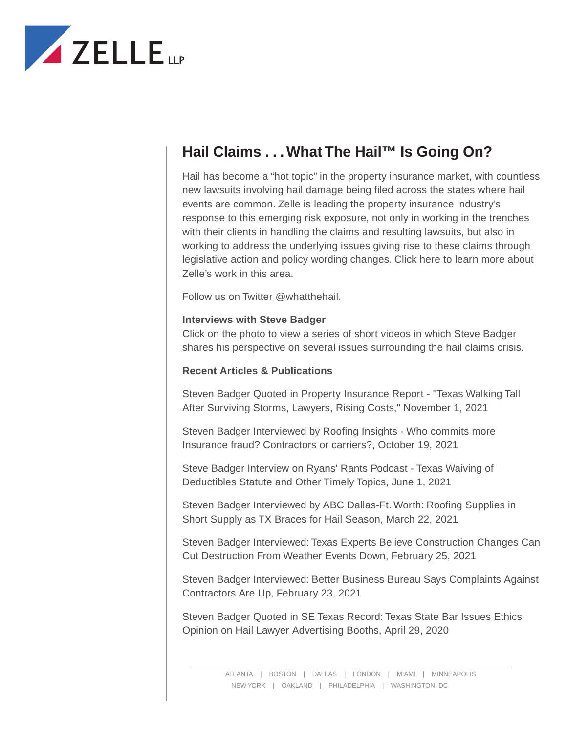# Hail Claims . . . What The Hail™ Is Going On?

Hail has become a “hot topic” in the property insurance market, with countless new lawsuits involving hail damage being filed across the states where hail events are common. Zelle is leading the property insurance industry’s response to this emerging risk exposure, not only in working in the trenches with their clients in handling the claims and resulting lawsuits, but also in working to address the underlying issues giving rise to these claims through legislative action and policy wording changes. Click here to learn more about Zelle’s work in this area.

Follow us on Twitter @whatthehail.

**Interviews with Steve Badger**
Click on the photo to view a series of short videos in which Steve Badger shares his perspective on several issues surrounding the hail claims crisis.

**Recent Articles & Publications**

Steven Badger Quoted in Property Insurance Report - "Texas Walking Tall After Surviving Storms, Lawyers, Rising Costs," November 1, 2021

Steven Badger Interviewed by Roofing Insights - Who commits more Insurance fraud? Contractors or carriers?, October 19, 2021

Steve Badger Interview on Ryans' Rants Podcast - Texas Waiving of Deductibles Statute and Other Timely Topics, June 1, 2021

Steven Badger Interviewed by ABC Dallas-Ft. Worth: Roofing Supplies in Short Supply as TX Braces for Hail Season, March 22, 2021

Steven Badger Interviewed: Texas Experts Believe Construction Changes Can Cut Destruction From Weather Events Down, February 25, 2021

Steven Badger Interviewed: Better Business Bureau Says Complaints Against Contractors Are Up, February 23, 2021

Steven Badger Quoted in SE Texas Record: Texas State Bar Issues Ethics Opinion on Hail Lawyer Advertising Booths, April 29, 2020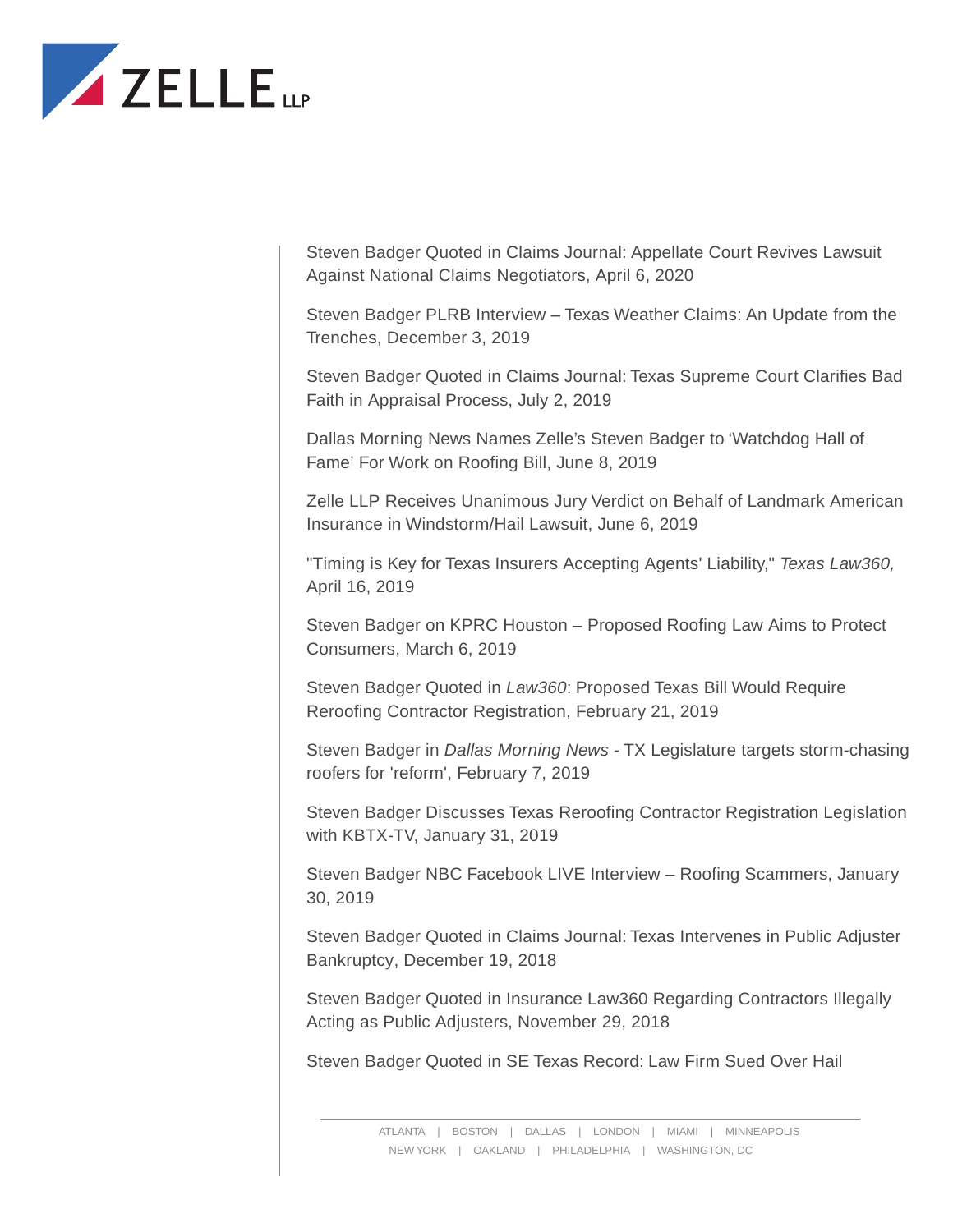Steven Badger Quoted in Claims Journal: Appellate Court Revives Lawsuit Against National Claims Negotiators, April 6, 2020

Steven Badger PLRB Interview – Texas Weather Claims: An Update from the Trenches, December 3, 2019

Steven Badger Quoted in Claims Journal: Texas Supreme Court Clarifies Bad Faith in Appraisal Process, July 2, 2019

Dallas Morning News Names Zelle's Steven Badger to 'Watchdog Hall of Fame' For Work on Roofing Bill, June 8, 2019

Zelle LLP Receives Unanimous Jury Verdict on Behalf of Landmark American Insurance in Windstorm/Hail Lawsuit, June 6, 2019

"Timing is Key for Texas Insurers Accepting Agents' Liability," *Texas Law360,* April 16, 2019

Steven Badger on KPRC Houston – Proposed Roofing Law Aims to Protect Consumers, March 6, 2019

Steven Badger Quoted in *Law360*: Proposed Texas Bill Would Require Reroofing Contractor Registration, February 21, 2019

Steven Badger in *Dallas Morning News* - TX Legislature targets storm-chasing roofers for 'reform', February 7, 2019

Steven Badger Discusses Texas Reroofing Contractor Registration Legislation with KBTX-TV, January 31, 2019

Steven Badger NBC Facebook LIVE Interview – Roofing Scammers, January 30, 2019

Steven Badger Quoted in Claims Journal: Texas Intervenes in Public Adjuster Bankruptcy, December 19, 2018

Steven Badger Quoted in Insurance Law360 Regarding Contractors Illegally Acting as Public Adjusters, November 29, 2018

Steven Badger Quoted in SE Texas Record: Law Firm Sued Over Hail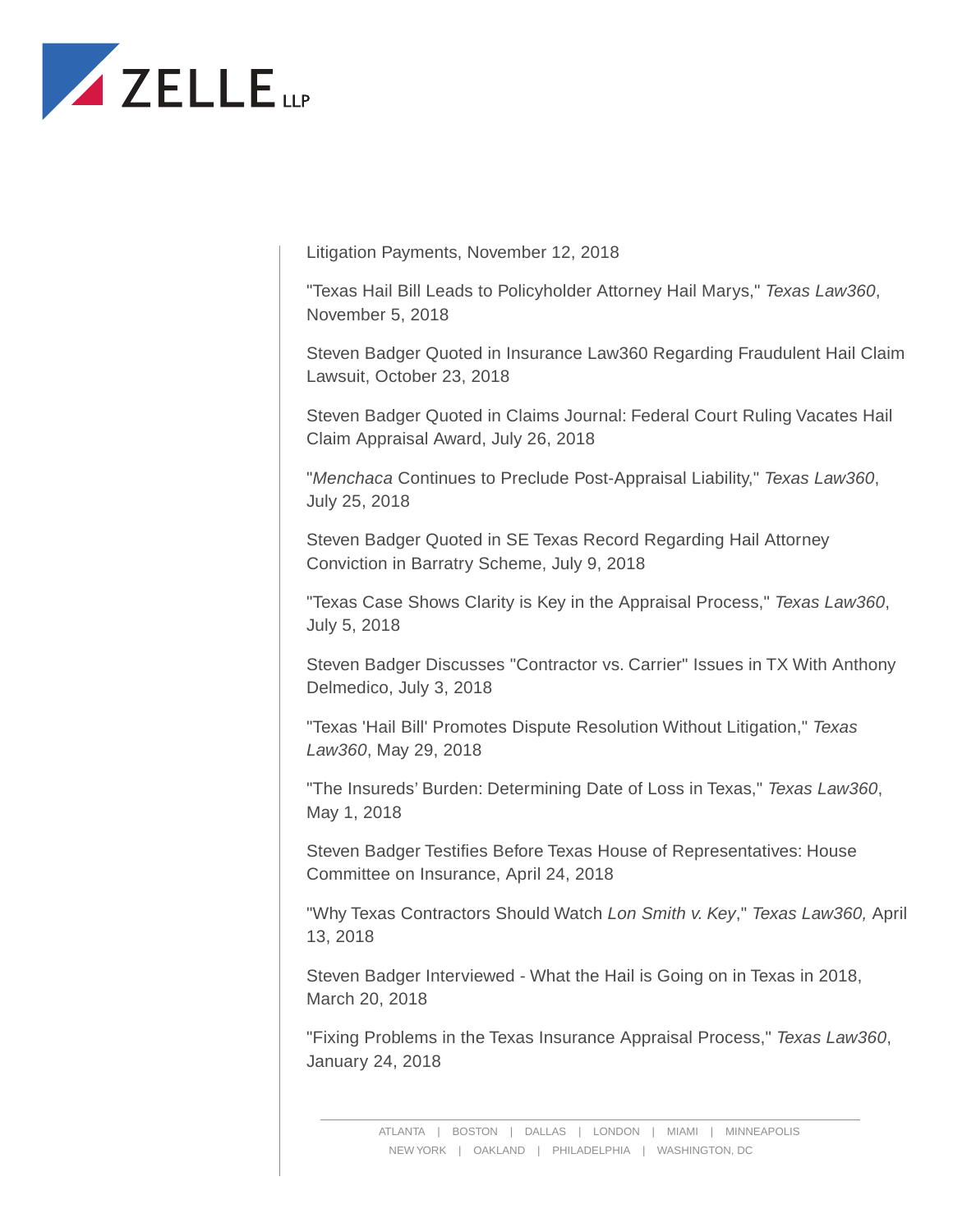Litigation Payments, November 12, 2018

"Texas Hail Bill Leads to Policyholder Attorney Hail Marys," *Texas Law360*, November 5, 2018

Steven Badger Quoted in Insurance Law360 Regarding Fraudulent Hail Claim Lawsuit, October 23, 2018

Steven Badger Quoted in Claims Journal: Federal Court Ruling Vacates Hail Claim Appraisal Award, July 26, 2018

"*Menchaca* Continues to Preclude Post-Appraisal Liability," *Texas Law360*, July 25, 2018

Steven Badger Quoted in SE Texas Record Regarding Hail Attorney Conviction in Barratry Scheme, July 9, 2018

"Texas Case Shows Clarity is Key in the Appraisal Process," *Texas Law360*, July 5, 2018

Steven Badger Discusses "Contractor vs. Carrier" Issues in TX With Anthony Delmedico, July 3, 2018

"Texas 'Hail Bill' Promotes Dispute Resolution Without Litigation," *Texas Law360*, May 29, 2018

"The Insureds' Burden: Determining Date of Loss in Texas," *Texas Law360*, May 1, 2018

Steven Badger Testifies Before Texas House of Representatives: House Committee on Insurance, April 24, 2018

"Why Texas Contractors Should Watch *Lon Smith v. Key*," *Texas Law360,* April 13, 2018

Steven Badger Interviewed - What the Hail is Going on in Texas in 2018, March 20, 2018

"Fixing Problems in the Texas Insurance Appraisal Process," *Texas Law360*, January 24, 2018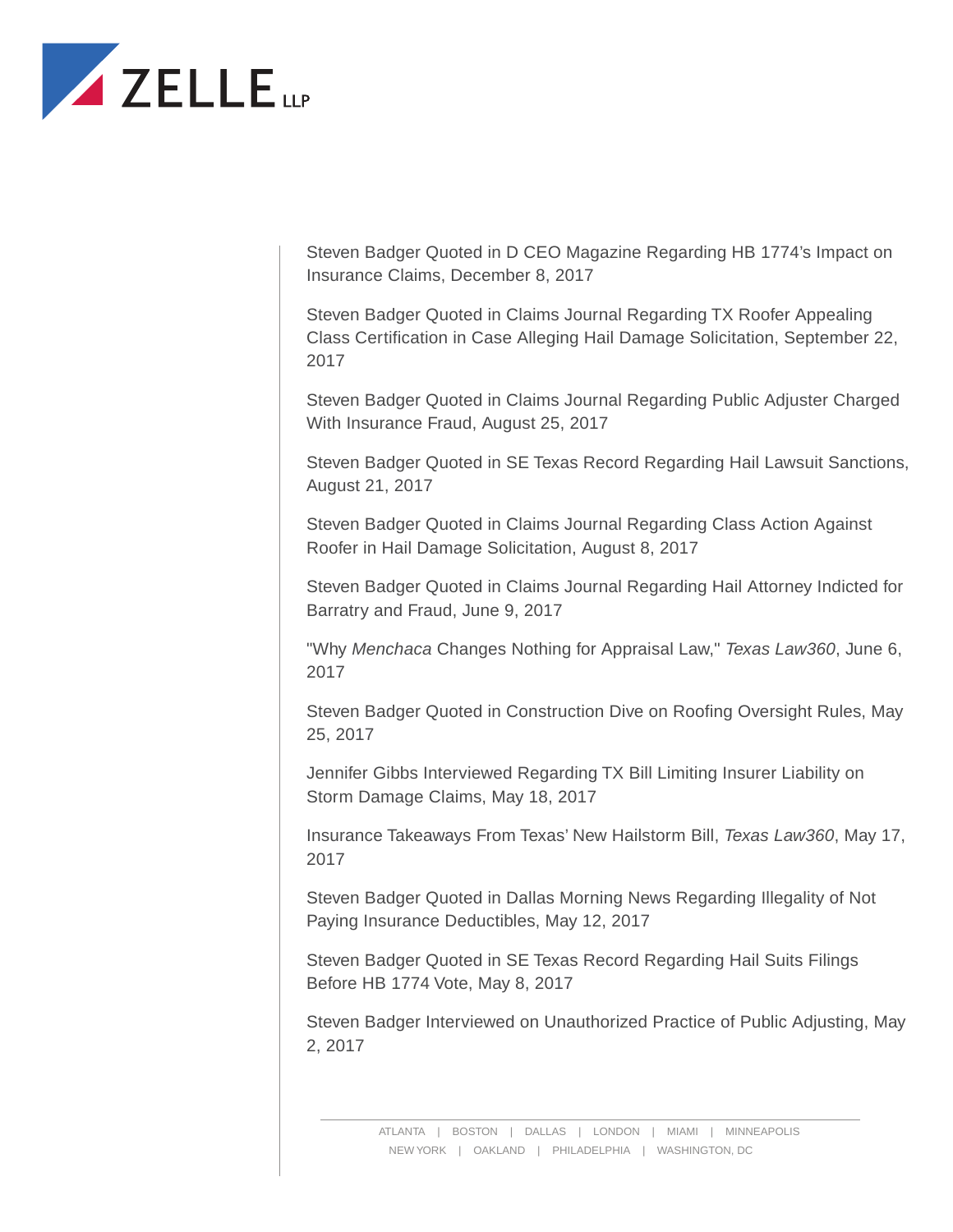Steven Badger Quoted in D CEO Magazine Regarding HB 1774's Impact on Insurance Claims, December 8, 2017

Steven Badger Quoted in Claims Journal Regarding TX Roofer Appealing Class Certification in Case Alleging Hail Damage Solicitation, September 22, 2017

Steven Badger Quoted in Claims Journal Regarding Public Adjuster Charged With Insurance Fraud, August 25, 2017

Steven Badger Quoted in SE Texas Record Regarding Hail Lawsuit Sanctions, August 21, 2017

Steven Badger Quoted in Claims Journal Regarding Class Action Against Roofer in Hail Damage Solicitation, August 8, 2017

Steven Badger Quoted in Claims Journal Regarding Hail Attorney Indicted for Barratry and Fraud, June 9, 2017

"Why *Menchaca* Changes Nothing for Appraisal Law," *Texas Law360*, June 6, 2017

Steven Badger Quoted in Construction Dive on Roofing Oversight Rules, May 25, 2017

Jennifer Gibbs Interviewed Regarding TX Bill Limiting Insurer Liability on Storm Damage Claims, May 18, 2017

Insurance Takeaways From Texas' New Hailstorm Bill, *Texas Law360*, May 17, 2017

Steven Badger Quoted in Dallas Morning News Regarding Illegality of Not Paying Insurance Deductibles, May 12, 2017

Steven Badger Quoted in SE Texas Record Regarding Hail Suits Filings Before HB 1774 Vote, May 8, 2017

Steven Badger Interviewed on Unauthorized Practice of Public Adjusting, May 2, 2017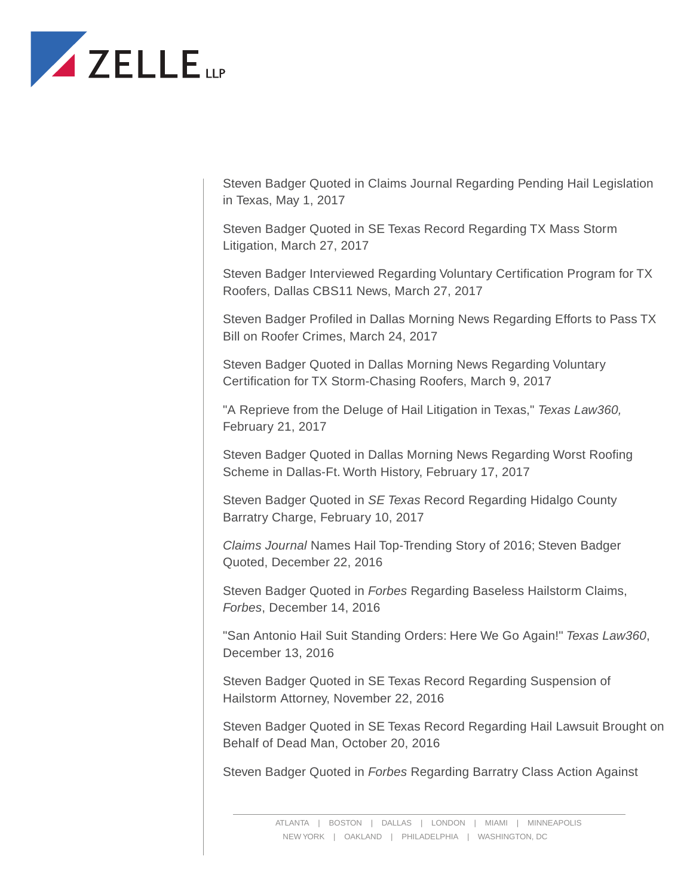Steven Badger Quoted in Claims Journal Regarding Pending Hail Legislation in Texas, May 1, 2017

Steven Badger Quoted in SE Texas Record Regarding TX Mass Storm Litigation, March 27, 2017

Steven Badger Interviewed Regarding Voluntary Certification Program for TX Roofers, Dallas CBS11 News, March 27, 2017

Steven Badger Profiled in Dallas Morning News Regarding Efforts to Pass TX Bill on Roofer Crimes, March 24, 2017

Steven Badger Quoted in Dallas Morning News Regarding Voluntary Certification for TX Storm-Chasing Roofers, March 9, 2017

"A Reprieve from the Deluge of Hail Litigation in Texas," *Texas Law360,* February 21, 2017

Steven Badger Quoted in Dallas Morning News Regarding Worst Roofing Scheme in Dallas-Ft. Worth History, February 17, 2017

Steven Badger Quoted in *SE Texas* Record Regarding Hidalgo County Barratry Charge, February 10, 2017

*Claims Journal* Names Hail Top-Trending Story of 2016; Steven Badger Quoted, December 22, 2016

Steven Badger Quoted in *Forbes* Regarding Baseless Hailstorm Claims, *Forbes*, December 14, 2016

"San Antonio Hail Suit Standing Orders: Here We Go Again!" *Texas Law360*, December 13, 2016

Steven Badger Quoted in SE Texas Record Regarding Suspension of Hailstorm Attorney, November 22, 2016

Steven Badger Quoted in SE Texas Record Regarding Hail Lawsuit Brought on Behalf of Dead Man, October 20, 2016

Steven Badger Quoted in *Forbes* Regarding Barratry Class Action Against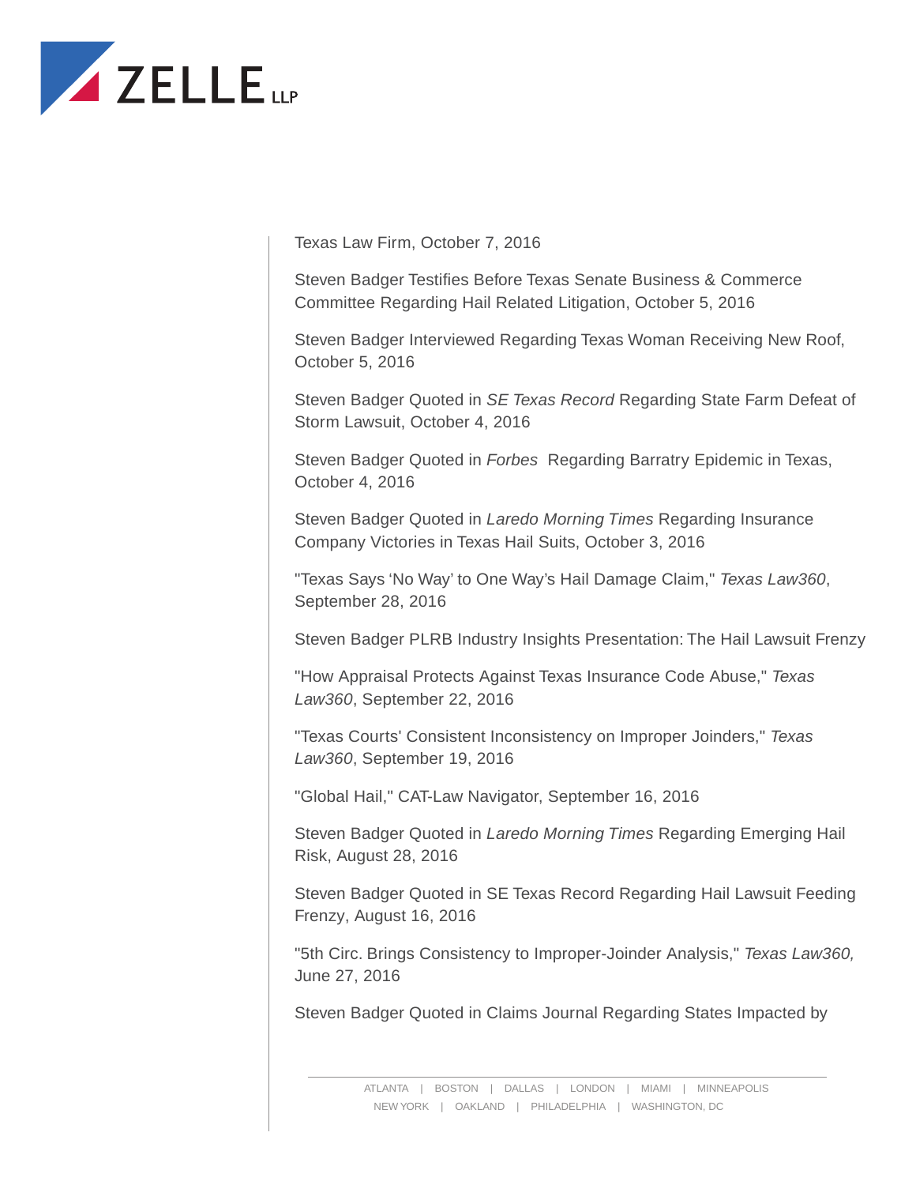Texas Law Firm, October 7, 2016

Steven Badger Testifies Before Texas Senate Business & Commerce Committee Regarding Hail Related Litigation, October 5, 2016

Steven Badger Interviewed Regarding Texas Woman Receiving New Roof, October 5, 2016

Steven Badger Quoted in *SE Texas Record* Regarding State Farm Defeat of Storm Lawsuit, October 4, 2016

Steven Badger Quoted in *Forbes* Regarding Barratry Epidemic in Texas, October 4, 2016

Steven Badger Quoted in *Laredo Morning Times* Regarding Insurance Company Victories in Texas Hail Suits, October 3, 2016

"Texas Says 'No Way' to One Way's Hail Damage Claim," *Texas Law360*, September 28, 2016

Steven Badger PLRB Industry Insights Presentation: The Hail Lawsuit Frenzy

"How Appraisal Protects Against Texas Insurance Code Abuse," *Texas Law360*, September 22, 2016

"Texas Courts' Consistent Inconsistency on Improper Joinders," *Texas Law360*, September 19, 2016

"Global Hail," CAT-Law Navigator, September 16, 2016

Steven Badger Quoted in *Laredo Morning Times* Regarding Emerging Hail Risk, August 28, 2016

Steven Badger Quoted in SE Texas Record Regarding Hail Lawsuit Feeding Frenzy, August 16, 2016

"5th Circ. Brings Consistency to Improper-Joinder Analysis," *Texas Law360,* June 27, 2016

Steven Badger Quoted in Claims Journal Regarding States Impacted by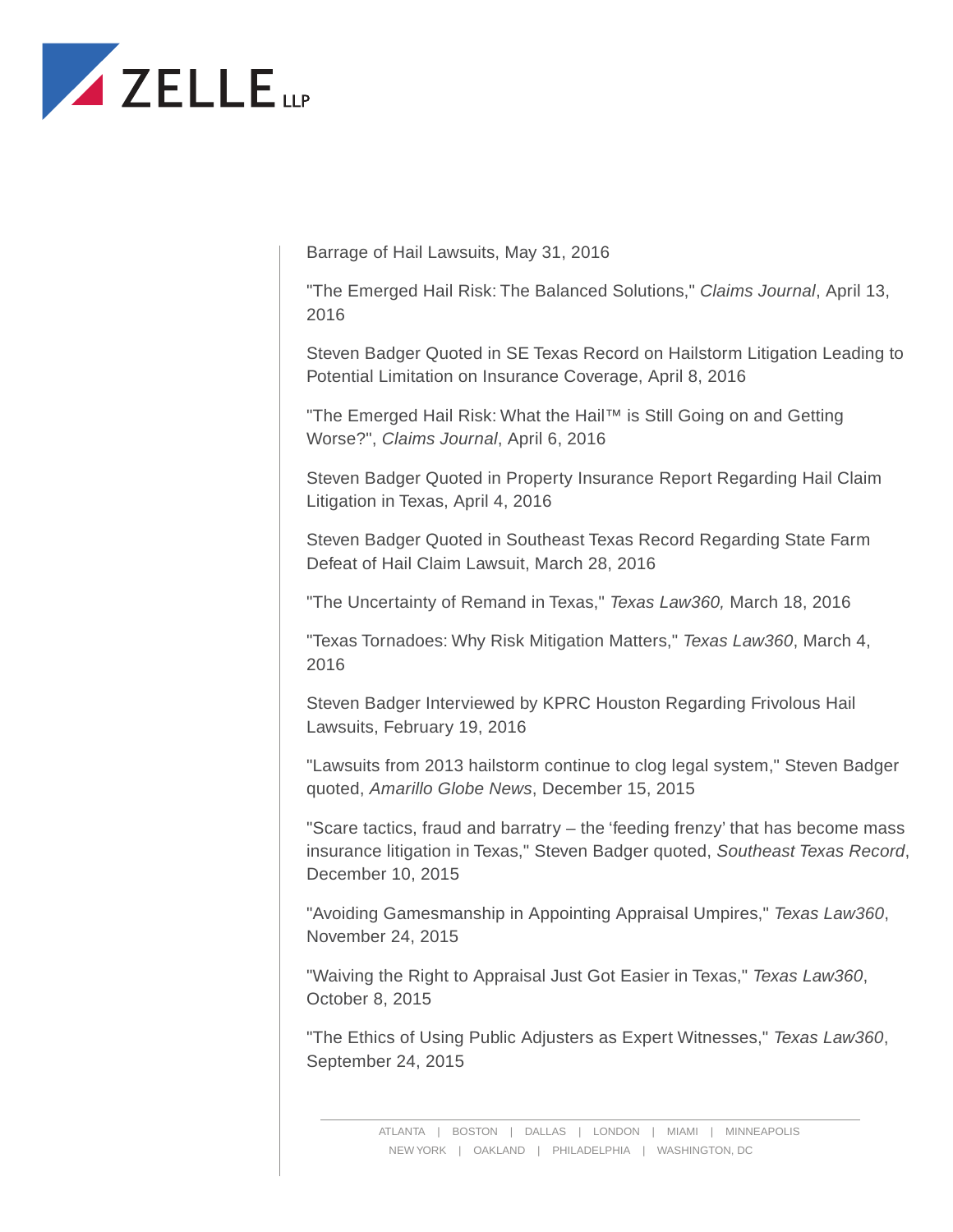Barrage of Hail Lawsuits, May 31, 2016

"The Emerged Hail Risk: The Balanced Solutions," *Claims Journal*, April 13, 2016

Steven Badger Quoted in SE Texas Record on Hailstorm Litigation Leading to Potential Limitation on Insurance Coverage, April 8, 2016

"The Emerged Hail Risk: What the Hail™ is Still Going on and Getting Worse?", *Claims Journal*, April 6, 2016

Steven Badger Quoted in Property Insurance Report Regarding Hail Claim Litigation in Texas, April 4, 2016

Steven Badger Quoted in Southeast Texas Record Regarding State Farm Defeat of Hail Claim Lawsuit, March 28, 2016

"The Uncertainty of Remand in Texas," *Texas Law360,* March 18, 2016

"Texas Tornadoes: Why Risk Mitigation Matters," *Texas Law360*, March 4, 2016

Steven Badger Interviewed by KPRC Houston Regarding Frivolous Hail Lawsuits, February 19, 2016

"Lawsuits from 2013 hailstorm continue to clog legal system," Steven Badger quoted, *Amarillo Globe News*, December 15, 2015

"Scare tactics, fraud and barratry – the 'feeding frenzy' that has become mass insurance litigation in Texas," Steven Badger quoted, *Southeast Texas Record*, December 10, 2015

"Avoiding Gamesmanship in Appointing Appraisal Umpires," *Texas Law360*, November 24, 2015

"Waiving the Right to Appraisal Just Got Easier in Texas," *Texas Law360*, October 8, 2015

"The Ethics of Using Public Adjusters as Expert Witnesses," *Texas Law360*, September 24, 2015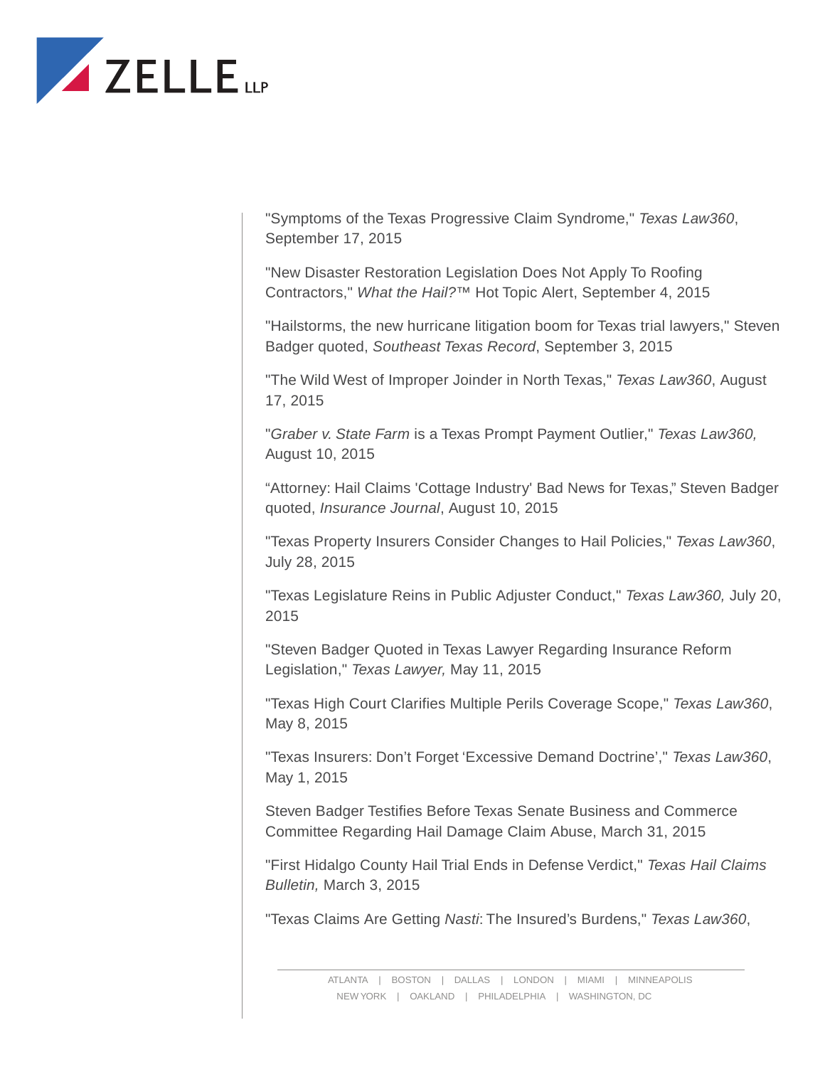"Symptoms of the Texas Progressive Claim Syndrome," *Texas Law360*, September 17, 2015

"New Disaster Restoration Legislation Does Not Apply To Roofing Contractors," *What the Hail?*™ Hot Topic Alert, September 4, 2015

"Hailstorms, the new hurricane litigation boom for Texas trial lawyers," Steven Badger quoted, *Southeast Texas Record*, September 3, 2015

"The Wild West of Improper Joinder in North Texas," *Texas Law360*, August 17, 2015

"*Graber v. State Farm* is a Texas Prompt Payment Outlier," *Texas Law360,* August 10, 2015

“Attorney: Hail Claims 'Cottage Industry' Bad News for Texas,” Steven Badger quoted, *Insurance Journal*, August 10, 2015

"Texas Property Insurers Consider Changes to Hail Policies," *Texas Law360*, July 28, 2015

"Texas Legislature Reins in Public Adjuster Conduct," *Texas Law360,* July 20, 2015

"Steven Badger Quoted in Texas Lawyer Regarding Insurance Reform Legislation," *Texas Lawyer,* May 11, 2015

"Texas High Court Clarifies Multiple Perils Coverage Scope," *Texas Law360*, May 8, 2015

"Texas Insurers: Don’t Forget ‘Excessive Demand Doctrine’," *Texas Law360*, May 1, 2015

Steven Badger Testifies Before Texas Senate Business and Commerce Committee Regarding Hail Damage Claim Abuse, March 31, 2015

"First Hidalgo County Hail Trial Ends in Defense Verdict," *Texas Hail Claims Bulletin,* March 3, 2015

"Texas Claims Are Getting *Nasti*: The Insured’s Burdens," *Texas Law360*,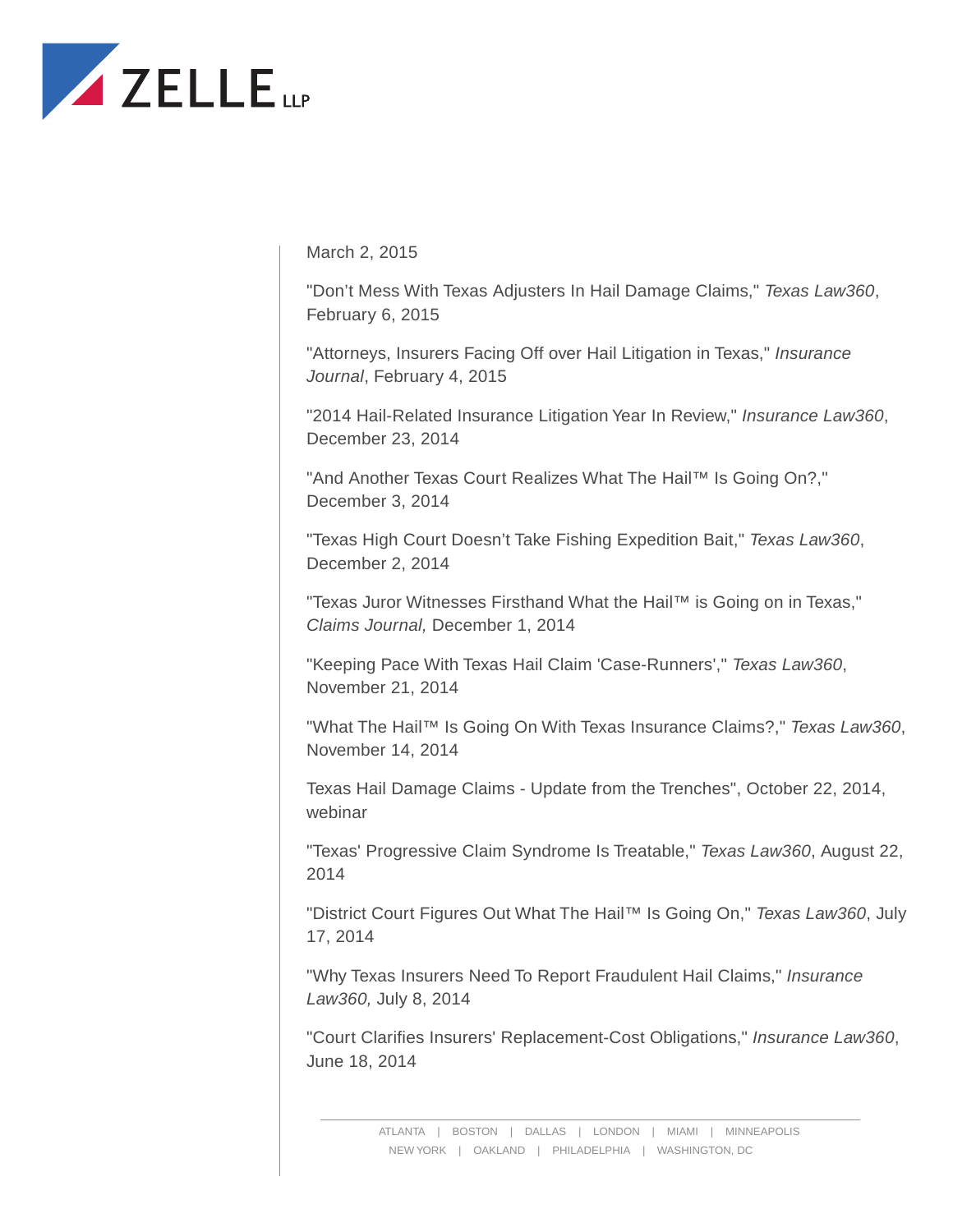March 2, 2015

"Don't Mess With Texas Adjusters In Hail Damage Claims," *Texas Law360*, February 6, 2015

"Attorneys, Insurers Facing Off over Hail Litigation in Texas," *Insurance Journal*, February 4, 2015

"2014 Hail-Related Insurance Litigation Year In Review," *Insurance Law360*, December 23, 2014

"And Another Texas Court Realizes What The Hail™ Is Going On?," December 3, 2014

"Texas High Court Doesn't Take Fishing Expedition Bait," *Texas Law360*, December 2, 2014

"Texas Juror Witnesses Firsthand What the Hail™ is Going on in Texas," *Claims Journal,* December 1, 2014

"Keeping Pace With Texas Hail Claim 'Case-Runners'," *Texas Law360*, November 21, 2014

"What The Hail™ Is Going On With Texas Insurance Claims?," *Texas Law360*, November 14, 2014

Texas Hail Damage Claims - Update from the Trenches", October 22, 2014, webinar

"Texas' Progressive Claim Syndrome Is Treatable," *Texas Law360*, August 22, 2014

"District Court Figures Out What The Hail™ Is Going On," *Texas Law360*, July 17, 2014

"Why Texas Insurers Need To Report Fraudulent Hail Claims," *Insurance Law360,* July 8, 2014

"Court Clarifies Insurers' Replacement-Cost Obligations," *Insurance Law360*, June 18, 2014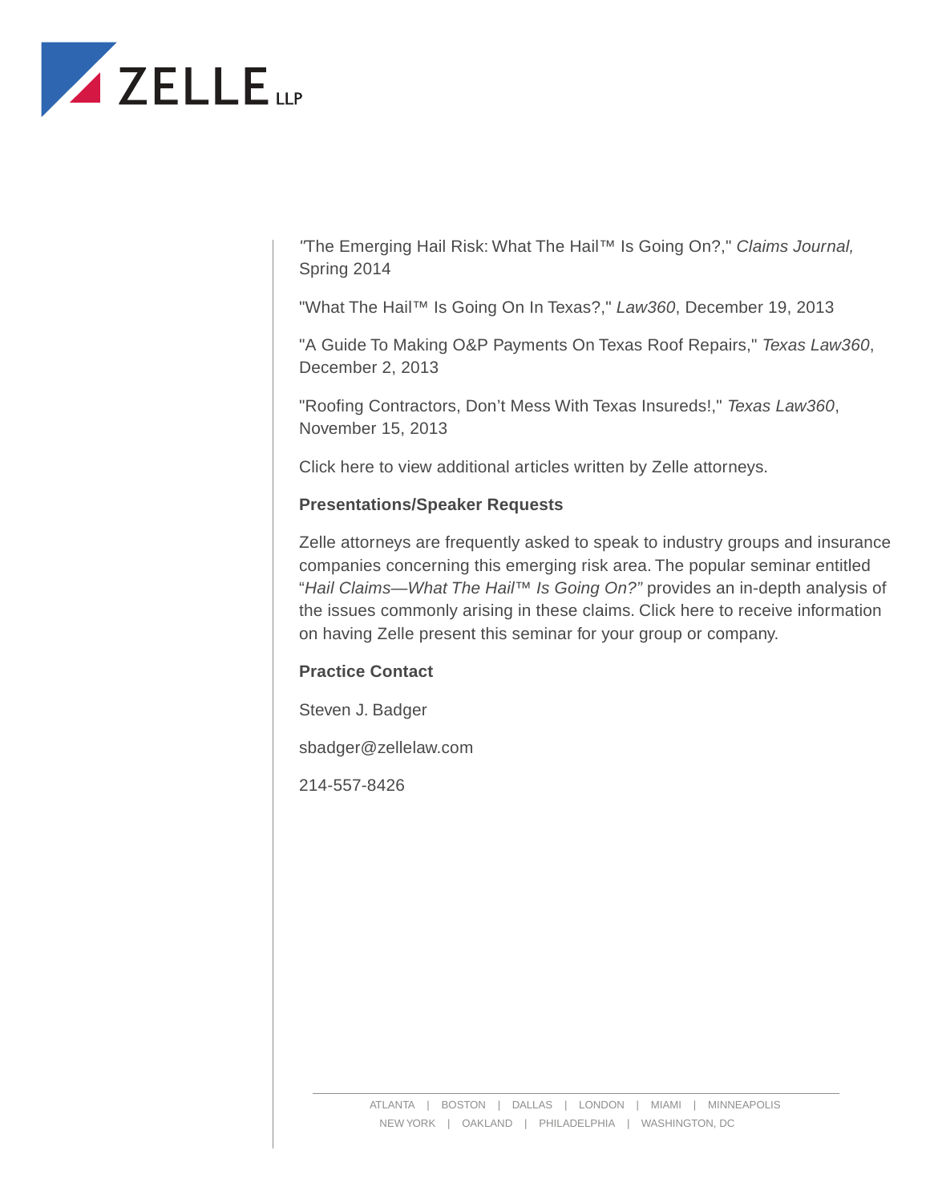"The Emerging Hail Risk: What The Hail™ Is Going On?," *Claims Journal,* Spring 2014

"What The Hail™ Is Going On In Texas?," *Law360*, December 19, 2013

"A Guide To Making O&P Payments On Texas Roof Repairs," *Texas Law360*, December 2, 2013

"Roofing Contractors, Don't Mess With Texas Insureds!," *Texas Law360*, November 15, 2013

Click here to view additional articles written by Zelle attorneys.

**Presentations/Speaker Requests**

Zelle attorneys are frequently asked to speak to industry groups and insurance companies concerning this emerging risk area. The popular seminar entitled "*Hail Claims—What The Hail™ Is Going On?"* provides an in-depth analysis of the issues commonly arising in these claims. Click here to receive information on having Zelle present this seminar for your group or company.

**Practice Contact**

Steven J. Badger

sbadger@zellelaw.com

214-557-8426